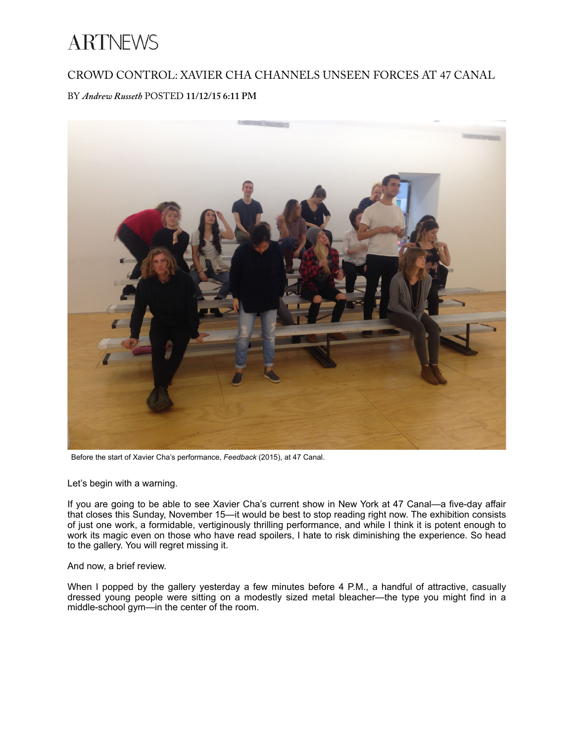ARTNEWS

# CROWD CONTROL: XAVIER CHA CHANNELS UNSEEN FORCES AT 47 CANAL

BY *Andrew Russeth* POSTED **11/12/15 6:11 PM**

Before the start of Xavier Cha's performance, *Feedback* (2015), at 47 Canal.

Let's begin with a warning.

If you are going to be able to see Xavier Cha's current show in New York at 47 Canal—a five-day affair that closes this Sunday, November 15—it would be best to stop reading right now. The exhibition consists of just one work, a formidable, vertiginously thrilling performance, and while I think it is potent enough to work its magic even on those who have read spoilers, I hate to risk diminishing the experience. So head to the gallery. You will regret missing it.

And now, a brief review.

When I popped by the gallery yesterday a few minutes before 4 P.M., a handful of attractive, casually dressed young people were sitting on a modestly sized metal bleacher—the type you might find in a middle-school gym—in the center of the room.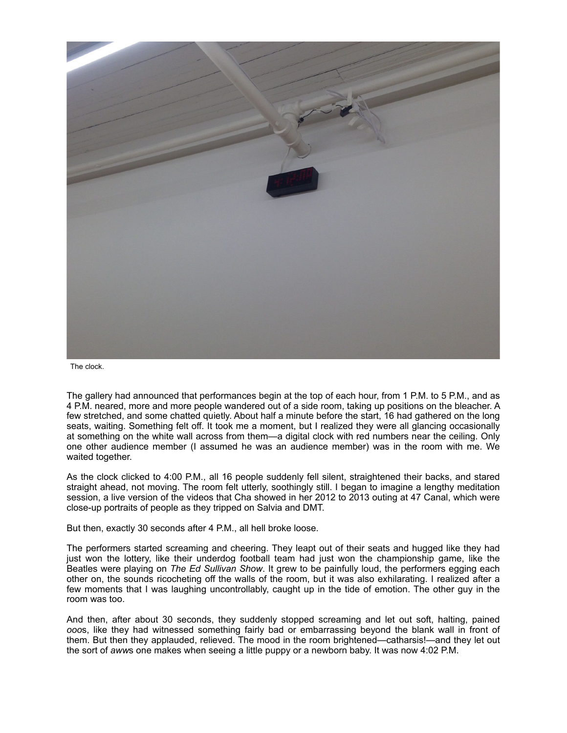The clock.

The gallery had announced that performances begin at the top of each hour, from 1 P.M. to 5 P.M., and as 4 P.M. neared, more and more people wandered out of a side room, taking up positions on the bleacher. A few stretched, and some chatted quietly. About half a minute before the start, 16 had gathered on the long seats, waiting. Something felt off. It took me a moment, but I realized they were all glancing occasionally at something on the white wall across from them—a digital clock with red numbers near the ceiling. Only one other audience member (I assumed he was an audience member) was in the room with me. We waited together.

As the clock clicked to 4:00 P.M., all 16 people suddenly fell silent, straightened their backs, and stared straight ahead, not moving. The room felt utterly, soothingly still. I began to imagine a lengthy meditation session, a live version of the videos that Cha showed in her 2012 to 2013 outing at 47 Canal, which were close-up portraits of people as they tripped on Salvia and DMT.

But then, exactly 30 seconds after 4 P.M., all hell broke loose.

The performers started screaming and cheering. They leapt out of their seats and hugged like they had just won the lottery, like their underdog football team had just won the championship game, like the Beatles were playing on *The Ed Sullivan Show*. It grew to be painfully loud, the performers egging each other on, the sounds ricocheting off the walls of the room, but it was also exhilarating. I realized after a few moments that I was laughing uncontrollably, caught up in the tide of emotion. The other guy in the room was too.

And then, after about 30 seconds, they suddenly stopped screaming and let out soft, halting, pained *ooo*s, like they had witnessed something fairly bad or embarrassing beyond the blank wall in front of them. But then they applauded, relieved. The mood in the room brightened—catharsis!—and they let out the sort of *aww*s one makes when seeing a little puppy or a newborn baby. It was now 4:02 P.M.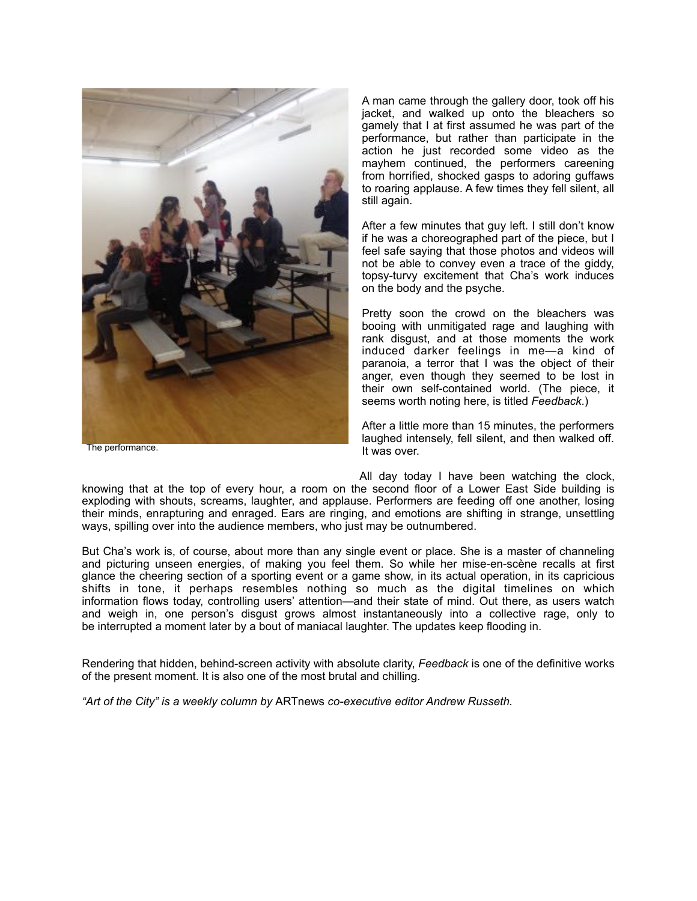A man came through the gallery door, took off his jacket, and walked up onto the bleachers so gamely that I at first assumed he was part of the performance, but rather than participate in the action he just recorded some video as the mayhem continued, the performers careening from horrified, shocked gasps to adoring guffaws to roaring applause. A few times they fell silent, all still again.

After a few minutes that guy left. I still don't know if he was a choreographed part of the piece, but I feel safe saying that those photos and videos will not be able to convey even a trace of the giddy, topsy-turvy excitement that Cha's work induces on the body and the psyche.

Pretty soon the crowd on the bleachers was booing with unmitigated rage and laughing with rank disgust, and at those moments the work induced darker feelings in me—a kind of paranoia, a terror that I was the object of their anger, even though they seemed to be lost in their own self-contained world. (The piece, it seems worth noting here, is titled *Feedback*.)

After a little more than 15 minutes, the performers laughed intensely, fell silent, and then walked off. It was over.

The performance.

All day today I have been watching the clock, knowing that at the top of every hour, a room on the second floor of a Lower East Side building is exploding with shouts, screams, laughter, and applause. Performers are feeding off one another, losing their minds, enrapturing and enraged. Ears are ringing, and emotions are shifting in strange, unsettling ways, spilling over into the audience members, who just may be outnumbered.

But Cha's work is, of course, about more than any single event or place. She is a master of channeling and picturing unseen energies, of making you feel them. So while her mise-en-scène recalls at first glance the cheering section of a sporting event or a game show, in its actual operation, in its capricious shifts in tone, it perhaps resembles nothing so much as the digital timelines on which information flows today, controlling users' attention—and their state of mind. Out there, as users watch and weigh in, one person's disgust grows almost instantaneously into a collective rage, only to be interrupted a moment later by a bout of maniacal laughter. The updates keep flooding in.

Rendering that hidden, behind-screen activity with absolute clarity, *Feedback* is one of the definitive works of the present moment. It is also one of the most brutal and chilling.

*"Art of the City" is a weekly column by* ARTnews *co-executive editor Andrew Russeth.*